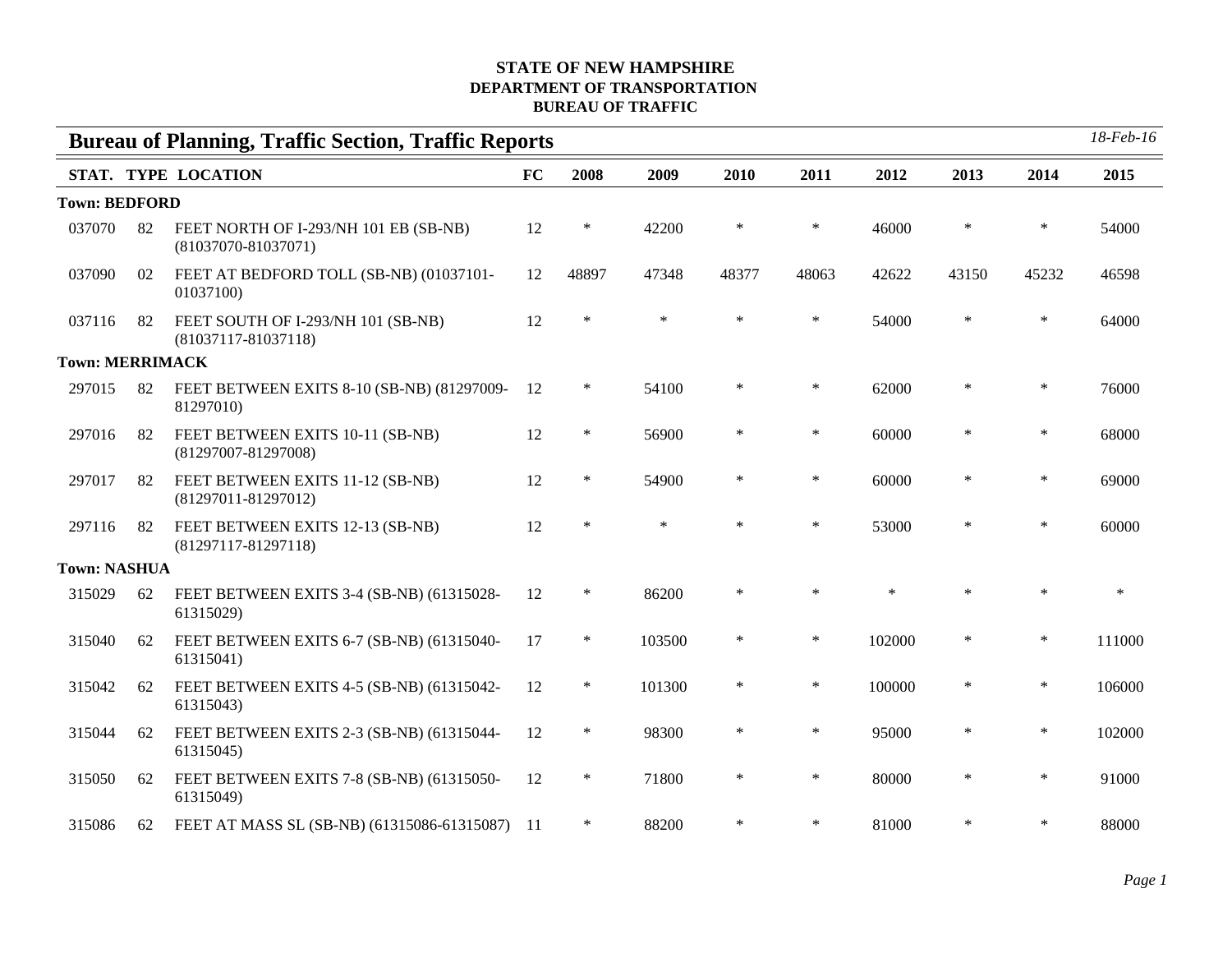**STATE OF NEW HAMPSHIRE**
**DEPARTMENT OF TRANSPORTATION**
**BUREAU OF TRAFFIC**

## Bureau of Planning, Traffic Section, Traffic Reports

*18-Feb-16*

| STAT. | TYPE | LOCATION | FC | 2008 | 2009 | 2010 | 2011 | 2012 | 2013 | 2014 | 2015 |
|---|---|---|---|---|---|---|---|---|---|---|---|
| **Town: BEDFORD** | | | | | | | | | | | |
| 037070 | 82 | FEET NORTH OF I-293/NH 101 EB (SB-NB) (81037070-81037071) | 12 | * | 42200 | * | * | 46000 | * | * | 54000 |
| 037090 | 02 | FEET AT BEDFORD TOLL (SB-NB) (01037101-01037100) | 12 | 48897 | 47348 | 48377 | 48063 | 42622 | 43150 | 45232 | 46598 |
| 037116 | 82 | FEET SOUTH OF I-293/NH 101 (SB-NB) (81037117-81037118) | 12 | * | * | * | * | 54000 | * | * | 64000 |
| **Town: MERRIMACK** | | | | | | | | | | | |
| 297015 | 82 | FEET BETWEEN EXITS 8-10 (SB-NB) (81297009-81297010) | 12 | * | 54100 | * | * | 62000 | * | * | 76000 |
| 297016 | 82 | FEET BETWEEN EXITS 10-11 (SB-NB) (81297007-81297008) | 12 | * | 56900 | * | * | 60000 | * | * | 68000 |
| 297017 | 82 | FEET BETWEEN EXITS 11-12 (SB-NB) (81297011-81297012) | 12 | * | 54900 | * | * | 60000 | * | * | 69000 |
| 297116 | 82 | FEET BETWEEN EXITS 12-13 (SB-NB) (81297117-81297118) | 12 | * | * | * | * | 53000 | * | * | 60000 |
| **Town: NASHUA** | | | | | | | | | | | |
| 315029 | 62 | FEET BETWEEN EXITS 3-4 (SB-NB) (61315028-61315029) | 12 | * | 86200 | * | * | * | * | * | * |
| 315040 | 62 | FEET BETWEEN EXITS 6-7 (SB-NB) (61315040-61315041) | 17 | * | 103500 | * | * | 102000 | * | * | 111000 |
| 315042 | 62 | FEET BETWEEN EXITS 4-5 (SB-NB) (61315042-61315043) | 12 | * | 101300 | * | * | 100000 | * | * | 106000 |
| 315044 | 62 | FEET BETWEEN EXITS 2-3 (SB-NB) (61315044-61315045) | 12 | * | 98300 | * | * | 95000 | * | * | 102000 |
| 315050 | 62 | FEET BETWEEN EXITS 7-8 (SB-NB) (61315050-61315049) | 12 | * | 71800 | * | * | 80000 | * | * | 91000 |
| 315086 | 62 | FEET AT MASS SL (SB-NB) (61315086-61315087) | 11 | * | 88200 | * | * | 81000 | * | * | 88000 |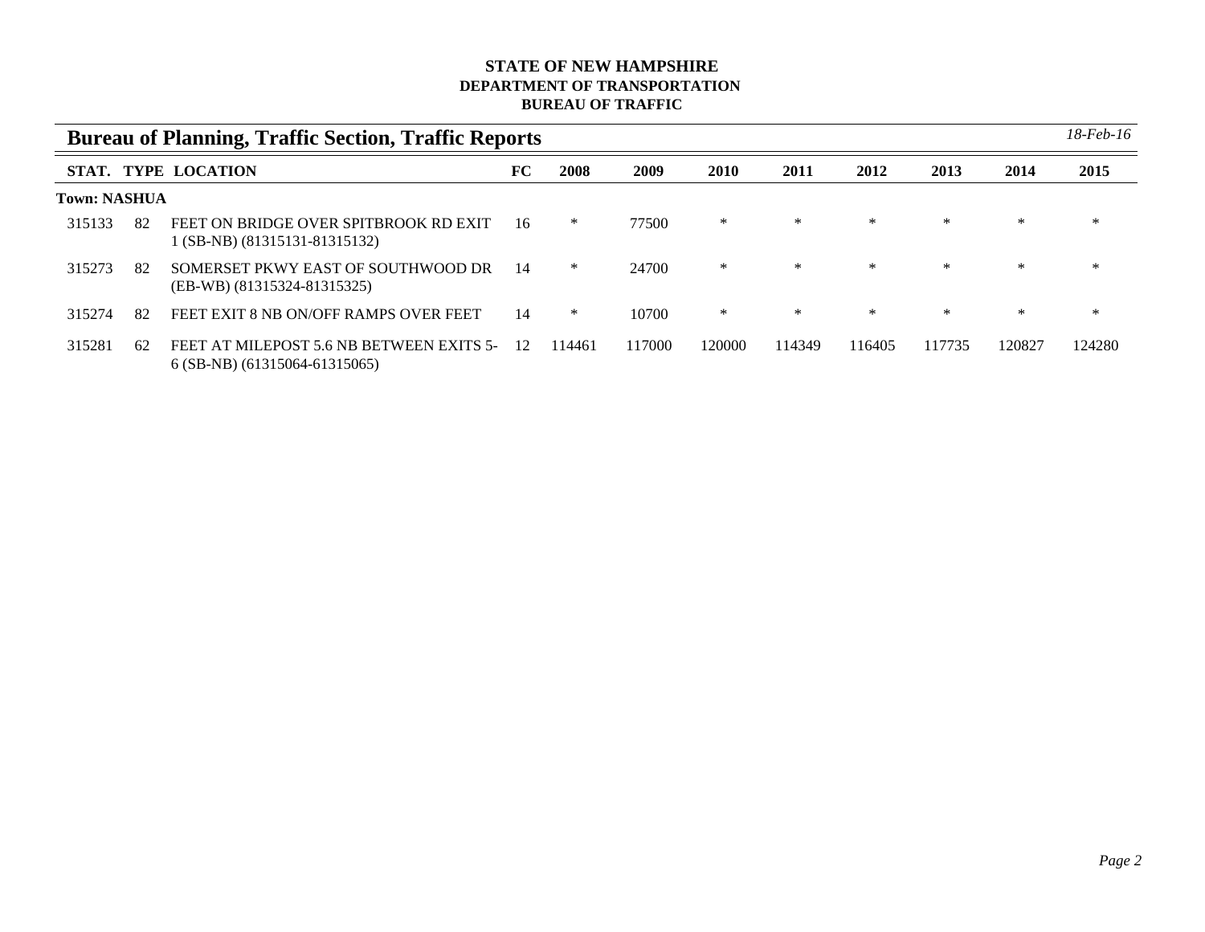**STATE OF NEW HAMPSHIRE**
**DEPARTMENT OF TRANSPORTATION**
**BUREAU OF TRAFFIC**

## Bureau of Planning, Traffic Section, Traffic Reports

*18-Feb-16*

| STAT. | TYPE | LOCATION | FC | 2008 | 2009 | 2010 | 2011 | 2012 | 2013 | 2014 | 2015 |
|---|---|---|---|---|---|---|---|---|---|---|---|
| **Town: NASHUA** | | | | | | | | | | | |
| 315133 | 82 | FEET ON BRIDGE OVER SPITBROOK RD EXIT 1 (SB-NB) (81315131-81315132) | 16 | * | 77500 | * | * | * | * | * | * |
| 315273 | 82 | SOMERSET PKWY EAST OF SOUTHWOOD DR (EB-WB) (81315324-81315325) | 14 | * | 24700 | * | * | * | * | * | * |
| 315274 | 82 | FEET EXIT 8 NB ON/OFF RAMPS OVER FEET | 14 | * | 10700 | * | * | * | * | * | * |
| 315281 | 62 | FEET AT MILEPOST 5.6 NB BETWEEN EXITS 5-6 (SB-NB) (61315064-61315065) | 12 | 114461 | 117000 | 120000 | 114349 | 116405 | 117735 | 120827 | 124280 |